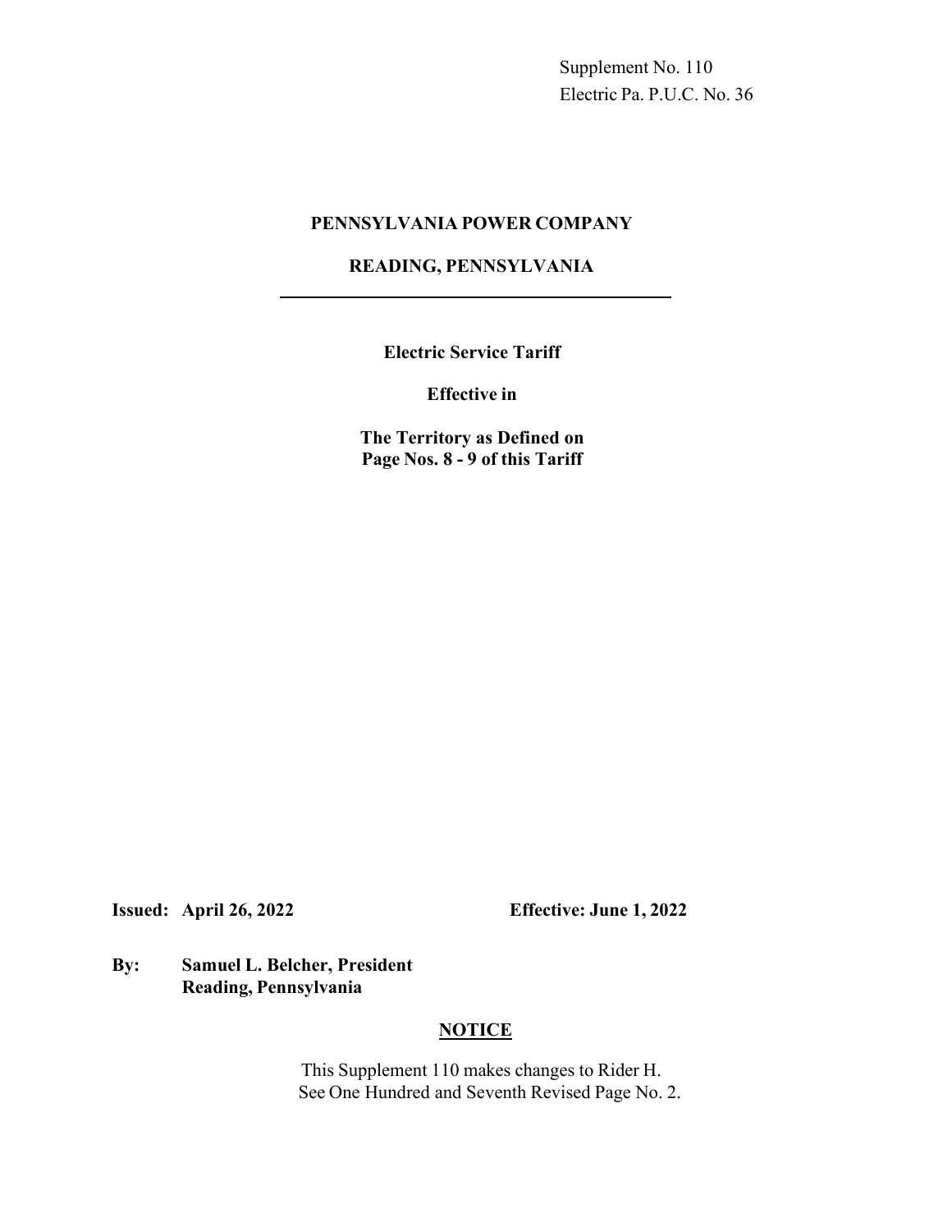Supplement No. 110
Electric Pa. P.U.C. No. 36

**PENNSYLVANIA POWER COMPANY**

**READING, PENNSYLVANIA**

---

**Electric Service Tariff**

**Effective in**

**The Territory as Defined on**
**Page Nos. 8 - 9 of this Tariff**

**Issued: April 26, 2022** **Effective: June 1, 2022**

**By: Samuel L. Belcher, President**
**Reading, Pennsylvania**

**NOTICE**

This Supplement 110 makes changes to Rider H.
See One Hundred and Seventh Revised Page No. 2.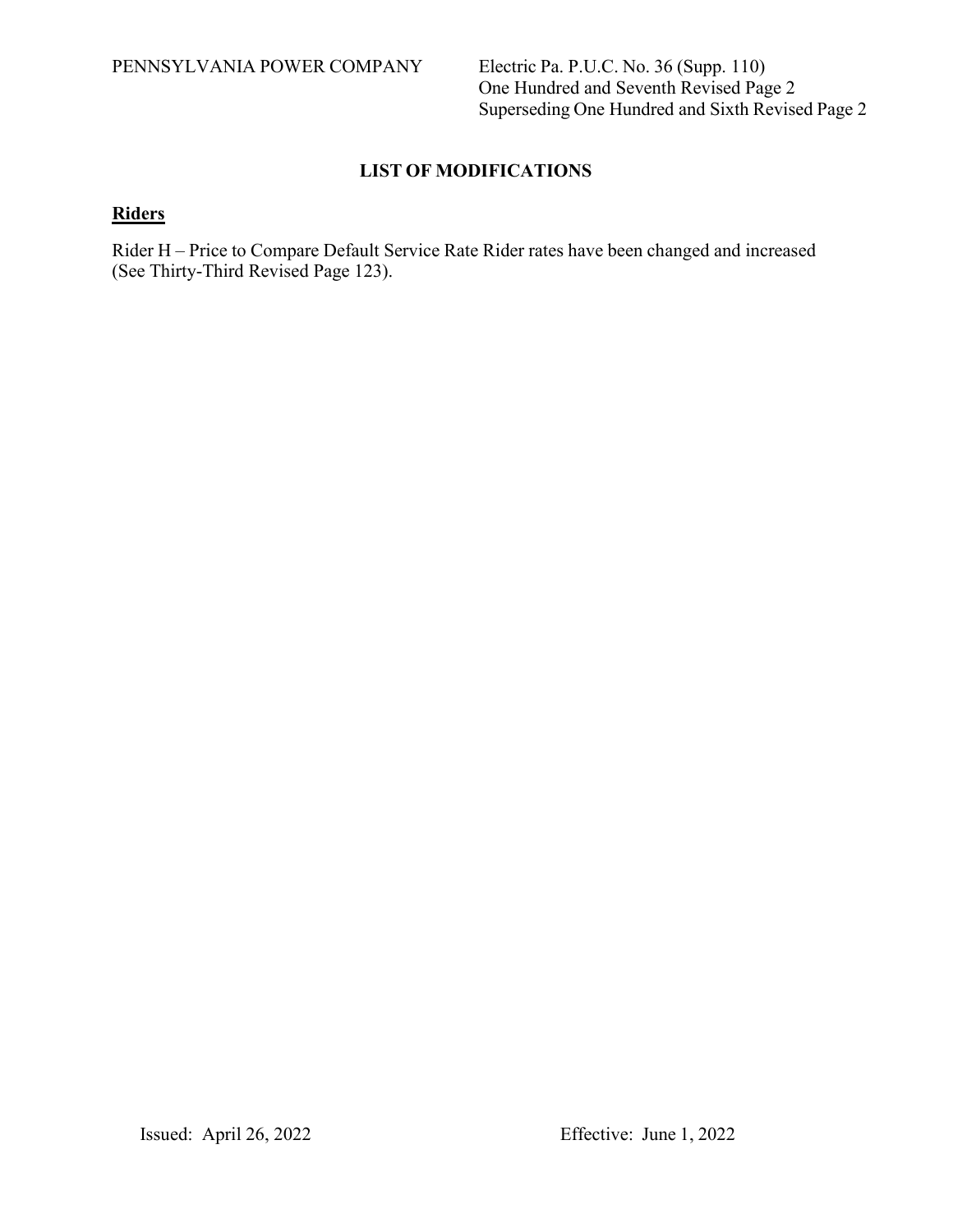PENNSYLVANIA POWER COMPANY

Electric Pa. P.U.C. No. 36 (Supp. 110)
One Hundred and Seventh Revised Page 2
Superseding One Hundred and Sixth Revised Page 2

## LIST OF MODIFICATIONS

### Riders

Rider H – Price to Compare Default Service Rate Rider rates have been changed and increased (See Thirty-Third Revised Page 123).

Issued: April 26, 2022

Effective: June 1, 2022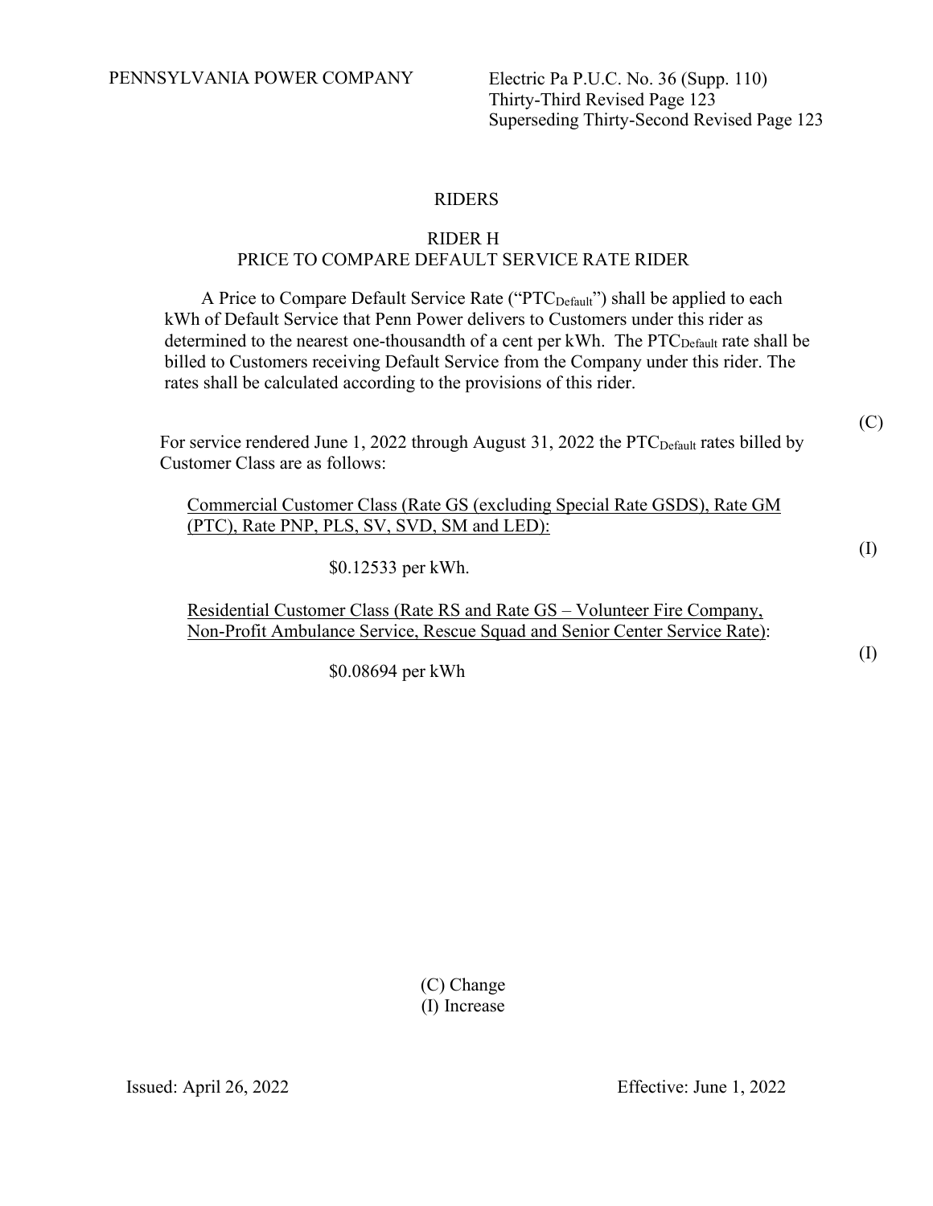PENNSYLVANIA POWER COMPANY

Electric Pa P.U.C. No. 36 (Supp. 110)
Thirty-Third Revised Page 123
Superseding Thirty-Second Revised Page 123

## RIDERS

### RIDER H
### PRICE TO COMPARE DEFAULT SERVICE RATE RIDER

A Price to Compare Default Service Rate ("$PTC_{Default}$") shall be applied to each kWh of Default Service that Penn Power delivers to Customers under this rider as determined to the nearest one-thousandth of a cent per kWh. The $PTC_{Default}$ rate shall be billed to Customers receiving Default Service from the Company under this rider. The rates shall be calculated according to the provisions of this rider.

(C)

For service rendered June 1, 2022 through August 31, 2022 the $PTC_{Default}$ rates billed by Customer Class are as follows:

Commercial Customer Class (Rate GS (excluding Special Rate GSDS), Rate GM (PTC), Rate PNP, PLS, SV, SVD, SM and LED):

(I)

$0.12533 per kWh.

Residential Customer Class (Rate RS and Rate GS – Volunteer Fire Company, Non-Profit Ambulance Service, Rescue Squad and Senior Center Service Rate):

(I)

$0.08694 per kWh

(C) Change
(I) Increase

Issued: April 26, 2022

Effective: June 1, 2022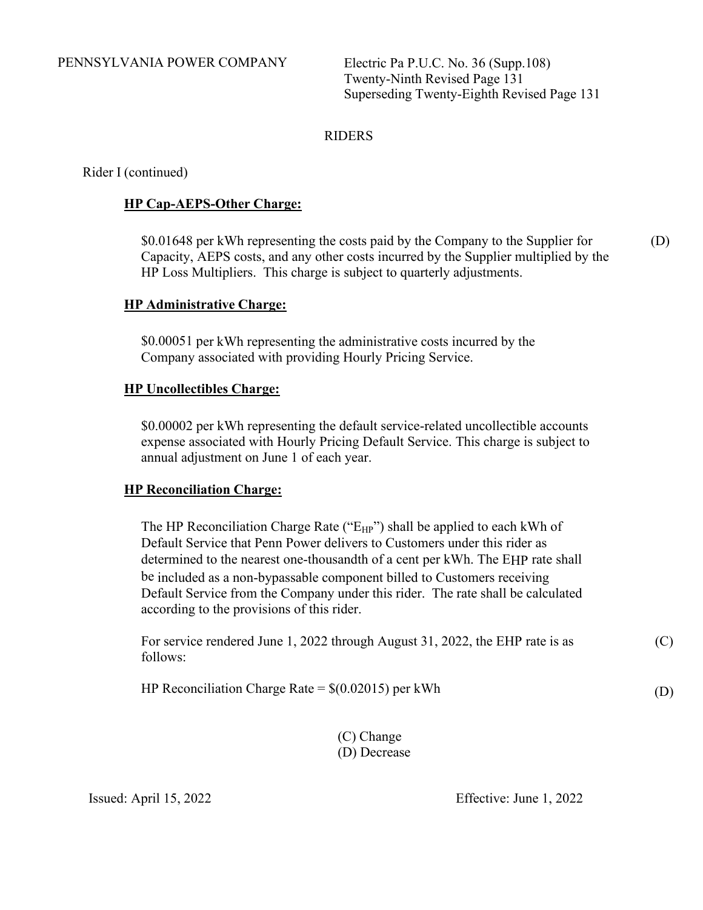PENNSYLVANIA POWER COMPANY

Electric Pa P.U.C. No. 36 (Supp.108)
Twenty-Ninth Revised Page 131
Superseding Twenty-Eighth Revised Page 131

## RIDERS

Rider I (continued)

### HP Cap-AEPS-Other Charge:

$0.01648 per kWh representing the costs paid by the Company to the Supplier for Capacity, AEPS costs, and any other costs incurred by the Supplier multiplied by the HP Loss Multipliers. This charge is subject to quarterly adjustments. (D)

### HP Administrative Charge:

$0.00051 per kWh representing the administrative costs incurred by the Company associated with providing Hourly Pricing Service.

### HP Uncollectibles Charge:

$0.00002 per kWh representing the default service-related uncollectible accounts expense associated with Hourly Pricing Default Service. This charge is subject to annual adjustment on June 1 of each year.

### HP Reconciliation Charge:

The HP Reconciliation Charge Rate ("$E_{HP}$") shall be applied to each kWh of Default Service that Penn Power delivers to Customers under this rider as determined to the nearest one-thousandth of a cent per kWh. The EHP rate shall be included as a non-bypassable component billed to Customers receiving Default Service from the Company under this rider. The rate shall be calculated according to the provisions of this rider.

For service rendered June 1, 2022 through August 31, 2022, the EHP rate is as follows: (C)

HP Reconciliation Charge Rate = $(0.02015) per kWh (D)

(C) Change
(D) Decrease

Issued: April 15, 2022

Effective: June 1, 2022